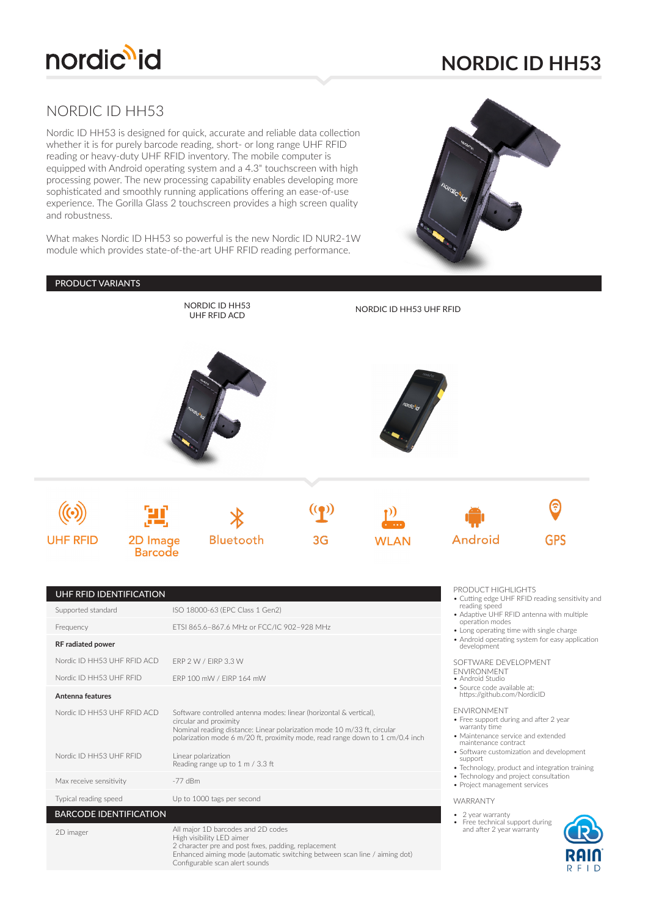# NORDIC ID HH53

## NORDIC ID HH53

Nordic ID HH53 is designed for quick, accurate and reliable data collection whether it is for purely barcode reading, short- or long range UHF RFID reading or heavy-duty UHF RFID inventory. The mobile computer is equipped with Android operating system and a 4.3" touchscreen with high processing power. The new processing capability enables developing more sophisticated and smoothly running applications offering an ease-of-use experience. The Gorilla Glass 2 touchscreen provides a high screen quality and robustness.

What makes Nordic ID HH53 so powerful is the new Nordic ID NUR2-1W module which provides state-of-the-art UHF RFID reading performance.

## PRODUCT VARIANTS

NORDIC ID HH53 UHF RFID ACD

NORDIC ID HH53 UHF RFID

UHF RFID | 2D Image Barcode | Bluetooth | 3G | WLAN | Android | GPS

## UHF RFID IDENTIFICATION

| | |
|---|---|
| Supported standard | ISO 18000-63 (EPC Class 1 Gen2) |
| Frequency | ETSI 865.6–867.6 MHz or FCC/IC 902–928 MHz |
| **RF radiated power** | |
| Nordic ID HH53 UHF RFID ACD | ERP 2 W / EIRP 3.3 W |
| Nordic ID HH53 UHF RFID | ERP 100 mW / EIRP 164 mW |
| **Antenna features** | |
| Nordic ID HH53 UHF RFID ACD | Software controlled antenna modes: linear (horizontal & vertical), circular and proximity<br>Nominal reading distance: Linear polarization mode 10 m/33 ft, circular polarization mode 6 m/20 ft, proximity mode, read range down to 1 cm/0.4 inch |
| Nordic ID HH53 UHF RFID | Linear polarization<br>Reading range up to 1 m / 3.3 ft |
| Max receive sensitivity | -77 dBm |
| Typical reading speed | Up to 1000 tags per second |

## BARCODE IDENTIFICATION

| | |
|---|---|
| 2D imager | All major 1D barcodes and 2D codes<br>High visibility LED aimer<br>2 character pre and post fixes, padding, replacement<br>Enhanced aiming mode (automatic switching between scan line / aiming dot)<br>Configurable scan alert sounds |

### PRODUCT HIGHLIGHTS

- Cutting edge UHF RFID reading sensitivity and reading speed
- Adaptive UHF RFID antenna with multiple operation modes
- Long operating time with single charge
- Android operating system for easy application development

### SOFTWARE DEVELOPMENT ENVIRONMENT

- Android Studio
- Source code available at: https://github.com/NordicID

### ENVIRONMENT

- Free support during and after 2 year warranty time
- Maintenance service and extended maintenance contract
- Software customization and development support
- Technology, product and integration training
- Technology and project consultation
- Project management services

### WARRANTY

- 2 year warranty
- Free technical support during and after 2 year warranty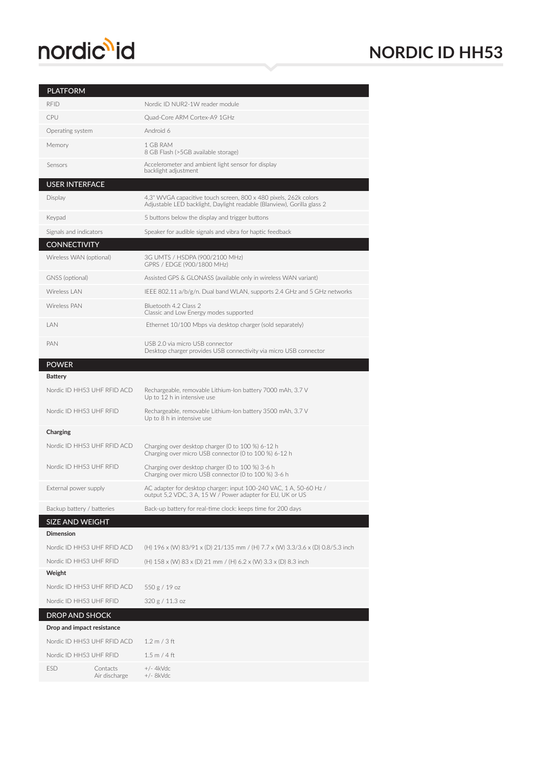# NORDIC ID HH53

| PLATFORM | |
|---|---|
| RFID | Nordic ID NUR2-1W reader module |
| CPU | Quad-Core ARM Cortex-A9 1GHz |
| Operating system | Android 6 |
| Memory | 1 GB RAM<br>8 GB Flash (>5GB available storage) |
| Sensors | Accelerometer and ambient light sensor for display backlight adjustment |
| **USER INTERFACE** | |
| Display | 4,3" WVGA capacitive touch screen, 800 x 480 pixels, 262k colors<br>Adjustable LED backlight, Daylight readable (Blanview), Gorilla glass 2 |
| Keypad | 5 buttons below the display and trigger buttons |
| Signals and indicators | Speaker for audible signals and vibra for haptic feedback |
| **CONNECTIVITY** | |
| Wireless WAN (optional) | 3G UMTS / HSDPA (900/2100 MHz)<br>GPRS / EDGE (900/1800 MHz) |
| GNSS (optional) | Assisted GPS & GLONASS (available only in wireless WAN variant) |
| Wireless LAN | IEEE 802.11 a/b/g/n. Dual band WLAN, supports 2.4 GHz and 5 GHz networks |
| Wireless PAN | Bluetooth 4.2 Class 2<br>Classic and Low Energy modes supported |
| LAN | Ethernet 10/100 Mbps via desktop charger (sold separately) |
| PAN | USB 2.0 via micro USB connector<br>Desktop charger provides USB connectivity via micro USB connector |
| **POWER** | |
| **Battery** | |
| Nordic ID HH53 UHF RFID ACD | Rechargeable, removable Lithium-Ion battery 7000 mAh, 3.7 V<br>Up to 12 h in intensive use |
| Nordic ID HH53 UHF RFID | Rechargeable, removable Lithium-Ion battery 3500 mAh, 3.7 V<br>Up to 8 h in intensive use |
| **Charging** | |
| Nordic ID HH53 UHF RFID ACD | Charging over desktop charger (0 to 100 %) 6-12 h<br>Charging over micro USB connector (0 to 100 %) 6-12 h |
| Nordic ID HH53 UHF RFID | Charging over desktop charger (0 to 100 %) 3-6 h<br>Charging over micro USB connector (0 to 100 %) 3-6 h |
| External power supply | AC adapter for desktop charger: input 100-240 VAC, 1 A, 50-60 Hz /<br>output 5,2 VDC, 3 A, 15 W / Power adapter for EU, UK or US |
| Backup battery / batteries | Back-up battery for real-time clock: keeps time for 200 days |
| **SIZE AND WEIGHT** | |
| **Dimension** | |
| Nordic ID HH53 UHF RFID ACD | (H) 196 x (W) 83/91 x (D) 21/135 mm / (H) 7.7 x (W) 3.3/3.6 x (D) 0.8/5.3 inch |
| Nordic ID HH53 UHF RFID | (H) 158 x (W) 83 x (D) 21 mm / (H) 6.2 x (W) 3.3 x (D) 8.3 inch |
| **Weight** | |
| Nordic ID HH53 UHF RFID ACD | 550 g / 19 oz |
| Nordic ID HH53 UHF RFID | 320 g / 11.3 oz |
| **DROP AND SHOCK** | |
| **Drop and impact resistance** | |
| Nordic ID HH53 UHF RFID ACD | 1.2 m / 3 ft |
| Nordic ID HH53 UHF RFID | 1.5 m / 4 ft |
| ESD Contacts<br>Air discharge | +/- 4kVdc<br>+/- 8kVdc |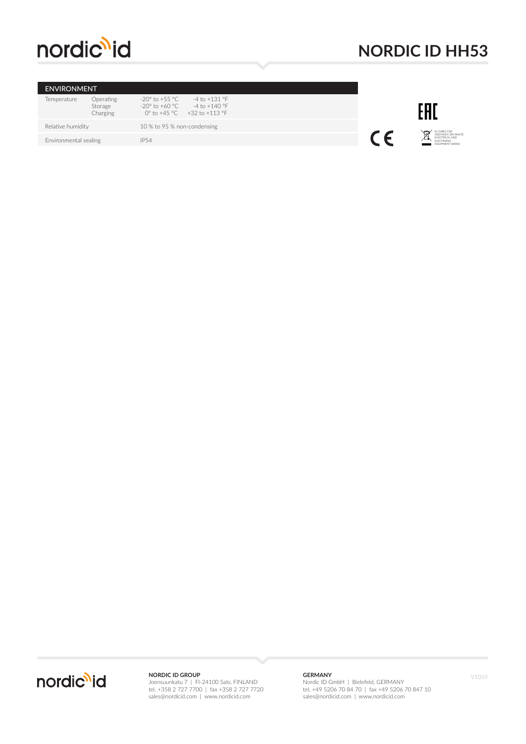# NORDIC ID HH53

## ENVIRONMENT

| | | | |
|---|---|---|---|
| Temperature | Operating | -20° to +55 °C | -4 to +131 °F |
| | Storage | -20° to +60 °C | -4 to +140 °F |
| | Charging | 0° to +45 °C | +32 to +113 °F |
| Relative humidity | | 10 % to 95 % non-condensing | |
| Environmental sealing | | IP54 | |

EU DIRECTIVE 2002/96/EC ON WASTE ELECTRICAL AND ELECTRONIC EQUIPMENT (WEEE)

**NORDIC ID GROUP**
Joensuunkatu 7 | FI-24100 Salo, FINLAND
tel. +358 2 727 7700 | fax +358 2 727 7720
sales@nordicid.com | www.nordicid.com

**GERMANY**
Nordic ID GmbH | Bielefeld, GERMANY
tel. +49 5206 70 84 70 | fax +49 5206 70 847 10
sales@nordicid.com | www.nordicid.com

V1019